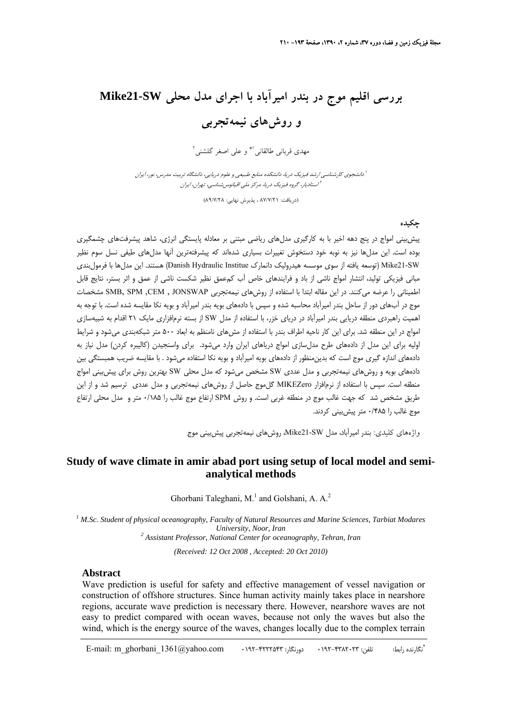# بررسی اقلیم موج در بندر امیرآباد با اجرای مدل محلی Mike21-SW و روش‌های نیمه‌تجربی

مهدی قربانی طالقانی[1*] و علی اصغر گلشنی[2]

[1] دانشجوی کارشناسی ارشد فیزیک دریا، دانشکده منابع طبیعی و علوم دریایی، دانشگاه تربیت مدرس، نور، ایران
[2] استادیار، گروه فیزیک دریا، مرکز ملی اقیانوس‌شناسی، تهران، ایران

(دریافت: ۸۷/۷/۲۱ ، پذیرش نهایی: ۸۹/۷/۲۸)

## چکیده

پیش‌بینی امواج در پنج دهه اخیر با به کارگیری مدل‌های ریاضی مبتنی بر معادله پایستگی انرژی، شاهد پیشرفت‌های چشمگیری بوده است. این مدل‌ها نیز به نوبه خود دستخوش تغییرات بسیاری شده‌اند که پیشرفته‌ترین آنها مدل‌های طیفی نسل سوم نظیر Mike21-SW (توسعه یافته از سوی موسسه هیدرولیک دانمارک Danish Hydraulic Institue) هستند. این مدل‌ها با فرمول‌بندی مبانی فیزیکی تولید، انتشار امواج ناشی از باد و فرایندهای خاص آب کم‌عمق نظیر شکست ناشی از عمق و اثر بستر، نتایج قابل اطمینانی را عرضه می‌کنند. در این مقاله ابتدا با استفاده از روش‌های نیمه‌تجربی SMB, SPM ,CEM , JONSWAP مشخصات موج در آب‌های دور از ساحل بندر امیرآباد محاسبه شده و سپس با داده‌های بویه بندر امیرآباد و بویه نکا مقایسه شده است. با توجه به اهمیت راهبردی منطقه دریایی بندر امیرآباد در دریای خزر، با استفاده از مدل SW از بسته نرم‌افزاری مایک ۲۱ اقدام به شبیه‌سازی امواج در این منطقه شد. برای این کار ناحیه اطراف بندر با استفاده از مش‌های نامنظم به ابعاد ۵۰۰ متر شبکه‌بندی می‌شود و شرایط اولیه برای این مدل از داده‌های طرح مدل‌سازی امواج دریاهای ایران وارد می‌شود. برای واسنجیدن (کالیبره کردن) مدل نیاز به داده‌های اندازه گیری موج است که بدین‌منظور از داده‌های بویه امیرآباد و بویه نکا استفاده می‌شود . با مقایسه ضریب همبستگی بین داده‌های بویه و روش‌های نیمه‌تجربی و مدل عددی SW مشخص می‌شود که مدل محلی SW بهترین روش برای پیش‌بینی امواج منطقه است. سپس با استفاده از نرم‌افزار MIKEZero گل‌موج حاصل از روش‌های نیمه‌تجربی و مدل عددی ترسیم شد و از این طریق مشخص شد که جهت غالب موج در منطقه غربی است. و روش SPM ارتفاع موج غالب را ۰/۱۸۵ متر و مدل محلی ارتفاع موج غالب را ۰/۴۸۵ متر پیش‌بینی کردند.

**واژه‌های کلیدی:** بندر امیرآباد، مدل Mike21-SW، روش‌های نیمه‌تجربی پیش‌بینی موج

# Study of wave climate in amir abad port using setup of local model and semi-analytical methods

Ghorbani Taleghani, M.[1] and Golshani, A. A.[2]

[1] *M.Sc. Student of physical oceanography, Faculty of Natural Resources and Marine Sciences, Tarbiat Modares University, Noor, Iran*
[2] *Assistant Professor, National Center for oceanography, Tehran, Iran*

*(Received: 12 Oct 2008 , Accepted: 20 Oct 2010)*

## Abstract

Wave prediction is useful for safety and effective management of vessel navigation or construction of offshore structures. Since human activity mainly takes place in nearshore regions, accurate wave prediction is necessary there. However, nearshore waves are not easy to predict compared with ocean waves, because not only the waves but also the wind, which is the energy source of the waves, changes locally due to the complex terrain

*نگارنده رابط: تلفن: ۰۱۹۲-۴۳۸۲۰۲۳ دورنگار: ۰۱۹۲-۴۲۲۲۵۴۳ E-mail: m_ghorbani_1361@yahoo.com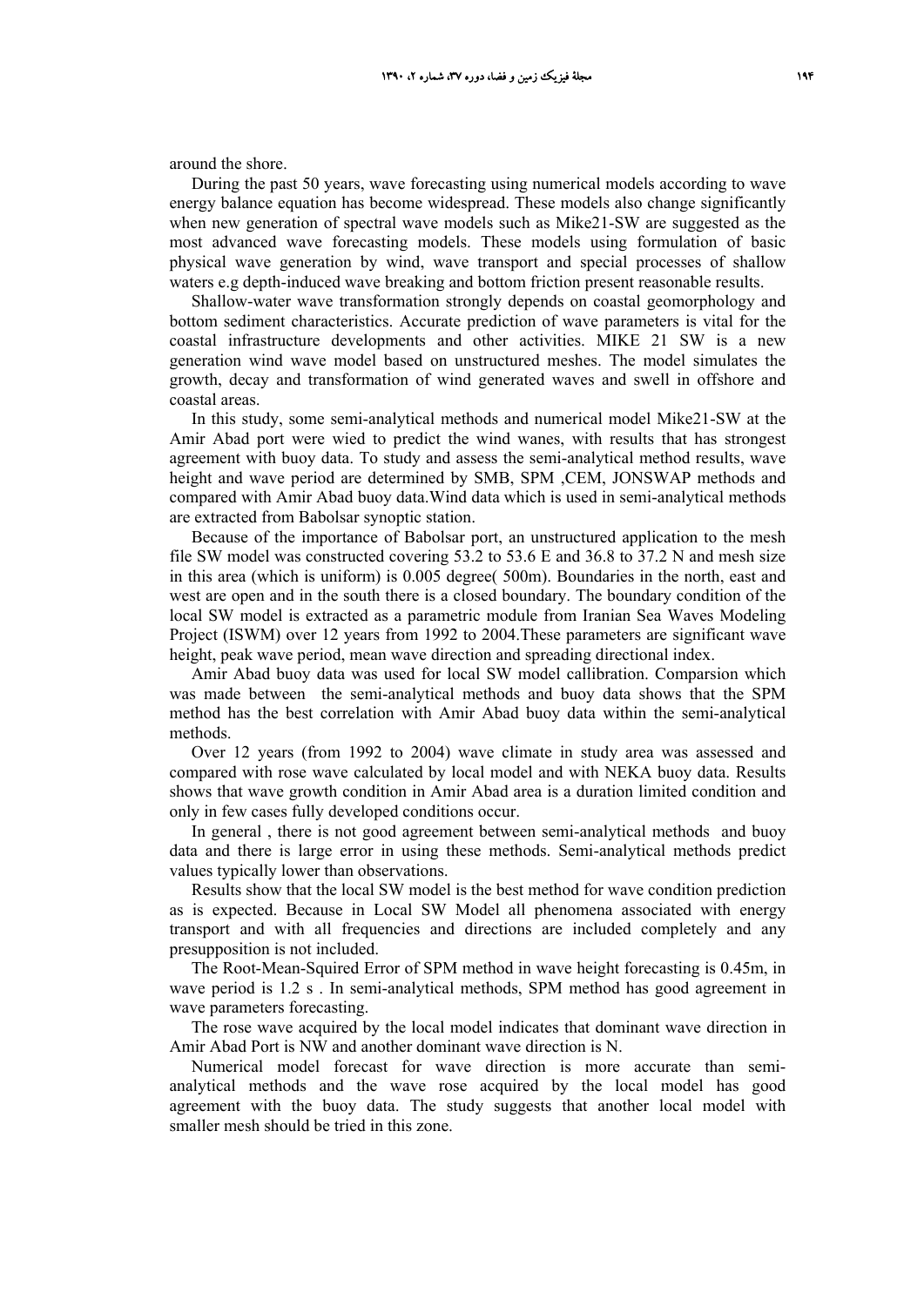around the shore.

During the past 50 years, wave forecasting using numerical models according to wave energy balance equation has become widespread. These models also change significantly when new generation of spectral wave models such as Mike21-SW are suggested as the most advanced wave forecasting models. These models using formulation of basic physical wave generation by wind, wave transport and special processes of shallow waters e.g depth-induced wave breaking and bottom friction present reasonable results.

Shallow-water wave transformation strongly depends on coastal geomorphology and bottom sediment characteristics. Accurate prediction of wave parameters is vital for the coastal infrastructure developments and other activities. MIKE 21 SW is a new generation wind wave model based on unstructured meshes. The model simulates the growth, decay and transformation of wind generated waves and swell in offshore and coastal areas.

In this study, some semi-analytical methods and numerical model Mike21-SW at the Amir Abad port were wied to predict the wind wanes, with results that has strongest agreement with buoy data. To study and assess the semi-analytical method results, wave height and wave period are determined by SMB, SPM ,CEM, JONSWAP methods and compared with Amir Abad buoy data.Wind data which is used in semi-analytical methods are extracted from Babolsar synoptic station.

Because of the importance of Babolsar port, an unstructured application to the mesh file SW model was constructed covering 53.2 to 53.6 E and 36.8 to 37.2 N and mesh size in this area (which is uniform) is 0.005 degree( 500m). Boundaries in the north, east and west are open and in the south there is a closed boundary. The boundary condition of the local SW model is extracted as a parametric module from Iranian Sea Waves Modeling Project (ISWM) over 12 years from 1992 to 2004.These parameters are significant wave height, peak wave period, mean wave direction and spreading directional index.

Amir Abad buoy data was used for local SW model callibration. Comparsion which was made between the semi-analytical methods and buoy data shows that the SPM method has the best correlation with Amir Abad buoy data within the semi-analytical methods.

Over 12 years (from 1992 to 2004) wave climate in study area was assessed and compared with rose wave calculated by local model and with NEKA buoy data. Results shows that wave growth condition in Amir Abad area is a duration limited condition and only in few cases fully developed conditions occur.

In general , there is not good agreement between semi-analytical methods and buoy data and there is large error in using these methods. Semi-analytical methods predict values typically lower than observations.

Results show that the local SW model is the best method for wave condition prediction as is expected. Because in Local SW Model all phenomena associated with energy transport and with all frequencies and directions are included completely and any presupposition is not included.

The Root-Mean-Squired Error of SPM method in wave height forecasting is 0.45m, in wave period is 1.2 s . In semi-analytical methods, SPM method has good agreement in wave parameters forecasting.

The rose wave acquired by the local model indicates that dominant wave direction in Amir Abad Port is NW and another dominant wave direction is N.

Numerical model forecast for wave direction is more accurate than semi-analytical methods and the wave rose acquired by the local model has good agreement with the buoy data. The study suggests that another local model with smaller mesh should be tried in this zone.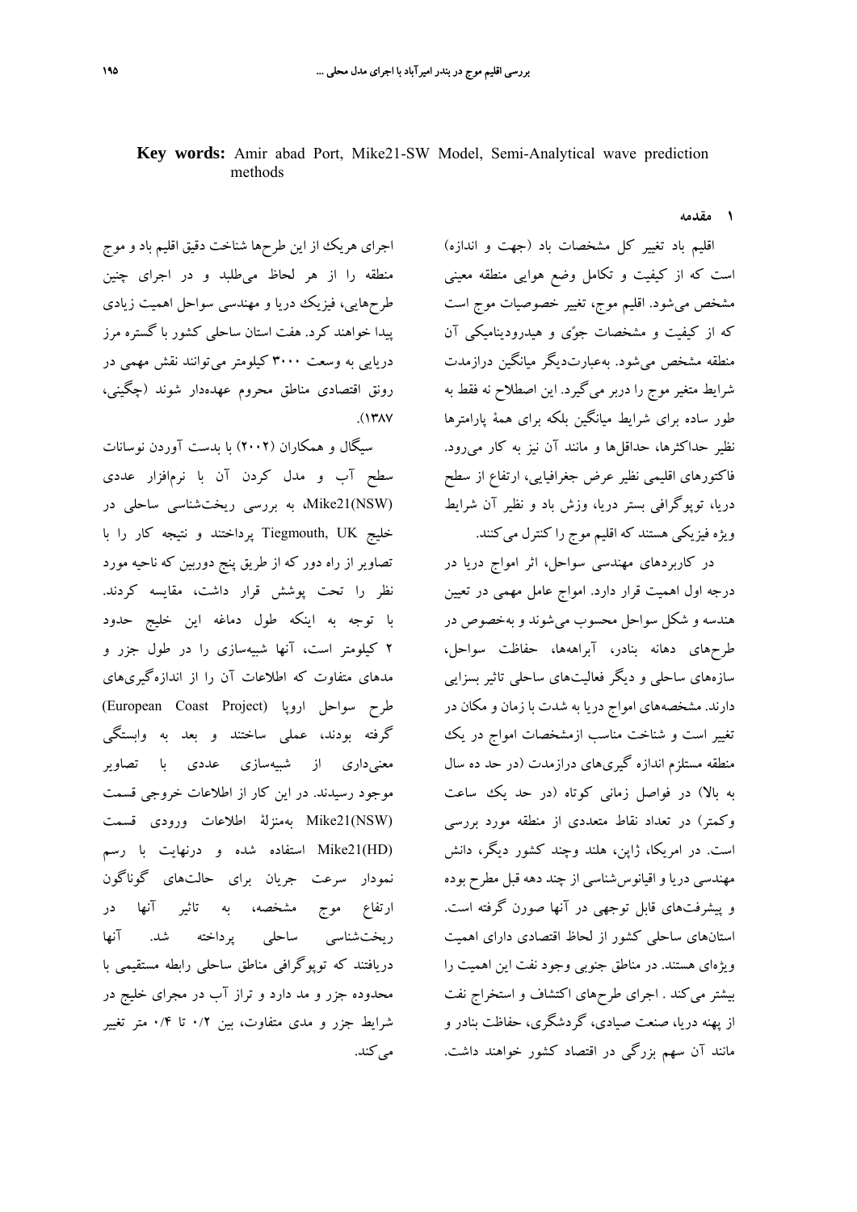**Key words:** Amir abad Port, Mike21-SW Model, Semi-Analytical wave prediction methods

## ۱ مقدمه

اقلیم باد تغییر کل مشخصات باد (جهت و اندازه) است که از کیفیت و تکامل وضع هوایی منطقه معینی مشخص می‌شود. اقلیم موج، تغییر خصوصیات موج است که از کیفیت و مشخصات جوّی و هیدرودینامیکی آن منطقه مشخص می‌شود. به‌عبارت‌دیگر میانگین درازمدت شرایط متغیر موج را دربر می‌گیرد. این اصطلاح نه فقط به طور ساده برای شرایط میانگین بلکه برای همهٔ پارامترها نظیر حداکثرها، حداقل‌ها و مانند آن نیز به کار می‌رود. فاکتورهای اقلیمی نظیر عرض جغرافیایی، ارتفاع از سطح دریا، توپوگرافی بستر دریا، وزش باد و نظیر آن شرایط ویژه فیزیکی هستند که اقلیم موج را کنترل می‌کنند.

در کاربردهای مهندسی سواحل، اثر امواج دریا در درجه اول اهمیت قرار دارد. امواج عامل مهمی در تعیین هندسه و شکل سواحل محسوب می‌شوند و به‌خصوص در طرح‌های دهانه بنادر، آبراهه‌ها، حفاظت سواحل، سازه‌های ساحلی و دیگر فعالیت‌های ساحلی تاثیر بسزایی دارند. مشخصه‌های امواج دریا به شدت با زمان و مکان در تغییر است و شناخت مناسب ازمشخصات امواج در یک منطقه مستلزم اندازه گیری‌های درازمدت (در حد ده سال به بالا) در فواصل زمانی کوتاه (در حد یک ساعت وکمتر) در تعداد نقاط متعددی از منطقه مورد بررسی است. در امریکا، ژاپن، هلند وچند کشور دیگر، دانش مهندسی دریا و اقیانوس‌شناسی از چند دهه قبل مطرح بوده و پیشرفت‌های قابل توجهی در آنها صورن گرفته است. استان‌های ساحلی کشور از لحاظ اقتصادی دارای اهمیت ویژه‌ای هستند. در مناطق جنوبی وجود نفت این اهمیت را بیشتر می‌کند . اجرای طرح‌های اکتشاف و استخراج نفت از پهنه دریا، صنعت صیادی، گردشگری، حفاظت بنادر و مانند آن سهم بزرگی در اقتصاد کشور خواهند داشت. اجرای هریک از این طرح‌ها شناخت دقیق اقلیم باد و موج منطقه را از هر لحاظ می‌طلبد و در اجرای چنین طرح‌هایی، فیزیک دریا و مهندسی سواحل اهمیت زیادی پیدا خواهند کرد. هفت استان ساحلی کشور با گستره مرز دریایی به وسعت ۳۰۰۰ کیلومتر می‌توانند نقش مهمی در رونق اقتصادی مناطق محروم عهده‌دار شوند (چگینی، ۱۳۸۷).

سیگال و همکاران (۲۰۰۲) با بدست آوردن نوسانات سطح آب و مدل کردن آن با نرم‌افزار عددی Mike21(NSW)، به بررسی ریخت‌شناسی ساحلی در خلیج Tiegmouth, UK پرداختند و نتیجه کار را با تصاویر از راه دور که از طریق پنج دوربین که ناحیه مورد نظر را تحت پوشش قرار داشت، مقایسه کردند. با توجه به اینکه طول دماغه این خلیج حدود ۲ کیلومتر است، آنها شبیه‌سازی را در طول جزر و مدهای متفاوت که اطلاعات آن را از اندازه‌گیری‌های طرح سواحل اروپا (European Coast Project) گرفته بودند، عملی ساختند و بعد به وابستگی معنی‌داری از شبیه‌سازی عددی با تصاویر موجود رسیدند. در این کار از اطلاعات خروجی قسمت Mike21(NSW) به‌منزلهٔ اطلاعات ورودی قسمت Mike21(HD) استفاده شده و درنهایت با رسم نمودار سرعت جریان برای حالت‌های گوناگون ارتفاع موج مشخصه، به تاثیر آنها در ریخت‌شناسی ساحلی پرداخته شد. آنها دریافتند که توپوگرافی مناطق ساحلی رابطه مستقیمی با محدوده جزر و مد دارد و تراز آب در مجرای خلیج در شرایط جزر و مدی متفاوت، بین ۰/۲ تا ۰/۴ متر تغییر می‌کند.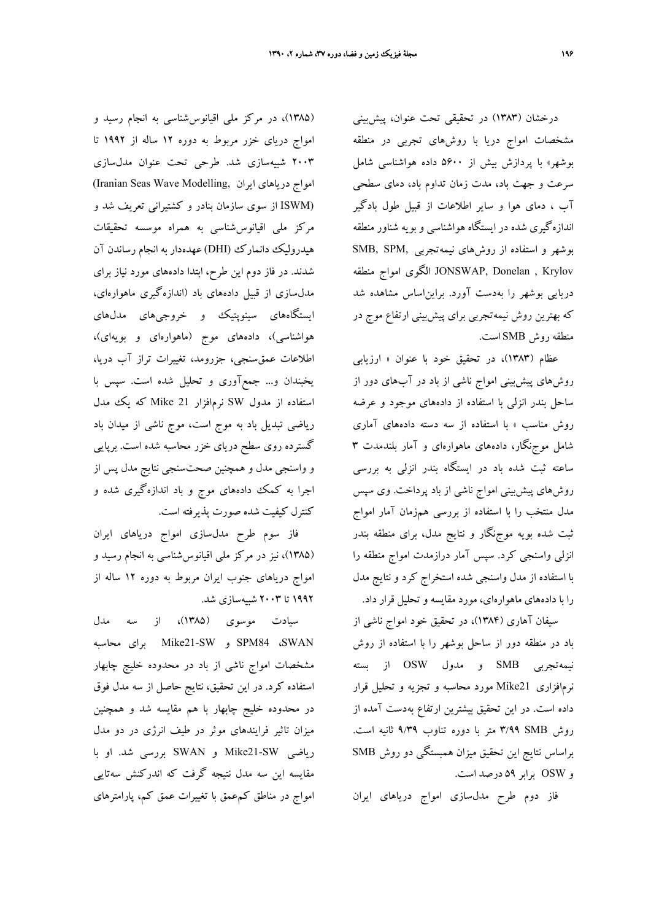درخشان (۱۳۸۳) در تحقیقی تحت عنوان، پیش‌بینی مشخصات امواج دریا با روش‌های تجربی در منطقه بوشهر» با پردازش بیش از ۵۶۰۰ داده هواشناسی شامل سرعت و جهت باد، مدت زمان تداوم باد، دمای سطحی آب ، دمای هوا و سایر اطلاعات از قبیل طول بادگیر اندازه‌گیری شده در ایستگاه هواشناسی و بویه شناور منطقه بوشهر و استفاده از روش‌های نیمه‌تجربی ,SMB, SPM JONSWAP, Donelan , Krylov الگوی امواج منطقه دریایی بوشهر را به‌دست آورد. براین‌اساس مشاهده شد که بهترین روش نیمه‌تجربی برای پیش‌بینی ارتفاع موج در منطقه روش SMB است.

عظام (۱۳۸۳)، در تحقیق خود با عنوان « ارزیابی روش‌های پیش‌بینی امواج ناشی از باد در آب‌های دور از ساحل بندر انزلی با استفاده از داده‌های موجود و عرضه روش مناسب » با استفاده از سه دسته داده‌های آماری شامل موج‌نگار، داده‌های ماهواره‌ای و آمار بلندمدت ۳ ساعته ثبت شده باد در ایستگاه بندر انزلی به بررسی روش‌های پیش‌بینی امواج ناشی از باد پرداخت. وی سپس مدل منتخب را با استفاده از بررسی هم‌زمان آمار امواج ثبت شده بویه موج‌نگار و نتایج مدل، برای منطقه بندر انزلی واسنجی کرد. سپس آمار درازمدت امواج منطقه را با استفاده از مدل واسنجی شده استخراج کرد و نتایج مدل را با داده‌های ماهواره‌ای، مورد مقایسه و تحلیل قرار داد.

سیفان آهاری (۱۳۸۴)، در تحقیق خود امواج ناشی از باد در منطقه دور از ساحل بوشهر را با استفاده از روش نیمه‌تجربی SMB و مدول OSW از بسته نرم‌افزاری Mike21 مورد محاسبه و تجزیه و تحلیل قرار داده است. در این تحقیق بیشترین ارتفاع به‌دست آمده از روش SMB ۳/۹۹ متر با دوره تناوب ۹/۳۹ ثانیه است. براساس نتایج این تحقیق میزان همبستگی دو روش SMB و OSW برابر ۵۹ درصد است.

فاز دوم طرح مدل‌سازی امواج دریاهای ایران (۱۳۸۵)، در مرکز ملی اقیانوس‌شناسی به انجام رسید و امواج دریای خزر مربوط به دوره ۱۲ ساله از ۱۹۹۲ تا ۲۰۰۳ شبیه‌سازی شد. طرحی تحت عنوان مدل‌سازی امواج دریاهای ایران ,Iranian Seas Wave Modelling) (ISWM از سوی سازمان بنادر و کشتیرانی تعریف شد و مرکز ملی اقیانوس‌شناسی به همراه موسسه تحقیقات هیدرولیک دانمارک (DHI) عهده‌دار به انجام رساندن آن شدند. در فاز دوم این طرح، ابتدا داده‌های مورد نیاز برای مدل‌سازی از قبیل داده‌های باد (اندازه‌گیری ماهواره‌ای، ایستگاه‌های سینوپتیک و خروجی‌های مدل‌های هواشناسی)، داده‌های موج (ماهواره‌ای و بویه‌ای)، اطلاعات عمق‌سنجی، جزرومد، تغییرات تراز آب دریا، یخبندان و... جمع‌آوری و تحلیل شده است. سپس با استفاده از مدول SW نرم‌افزار Mike 21 که یک مدل ریاضی تبدیل باد به موج است، موج ناشی از میدان باد گسترده روی سطح دریای خزر محاسبه شده است. برپایی و واسنجی مدل و همچنین صحت‌سنجی نتایج مدل پس از اجرا به کمک داده‌های موج و باد اندازه‌گیری شده و کنترل کیفیت شده صورت پذیرفته است.

فاز سوم طرح مدل‌سازی امواج دریاهای ایران (۱۳۸۵)، نیز در مرکز ملی اقیانوس‌شناسی به انجام رسید و امواج دریاهای جنوب ایران مربوط به دوره ۱۲ ساله از ۱۹۹۲ تا ۲۰۰۳ شبیه‌سازی شد.

سیادت موسوی (۱۳۸۵)، از سه مدل SWAN، SPM84 و Mike21-SW برای محاسبه مشخصات امواج ناشی از باد در محدوده خلیج چابهار استفاده کرد. در این تحقیق، نتایج حاصل از سه مدل فوق در محدوده خلیج چابهار با هم مقایسه شد و همچنین میزان تاثیر فرایندهای موثر در طیف انرژی در دو مدل ریاضی Mike21-SW و SWAN بررسی شد. او با مقایسه این سه مدل نتیجه گرفت که اندرکنش سه‌تایی امواج در مناطق کم‌عمق با تغییرات عمق کم، پارامترهای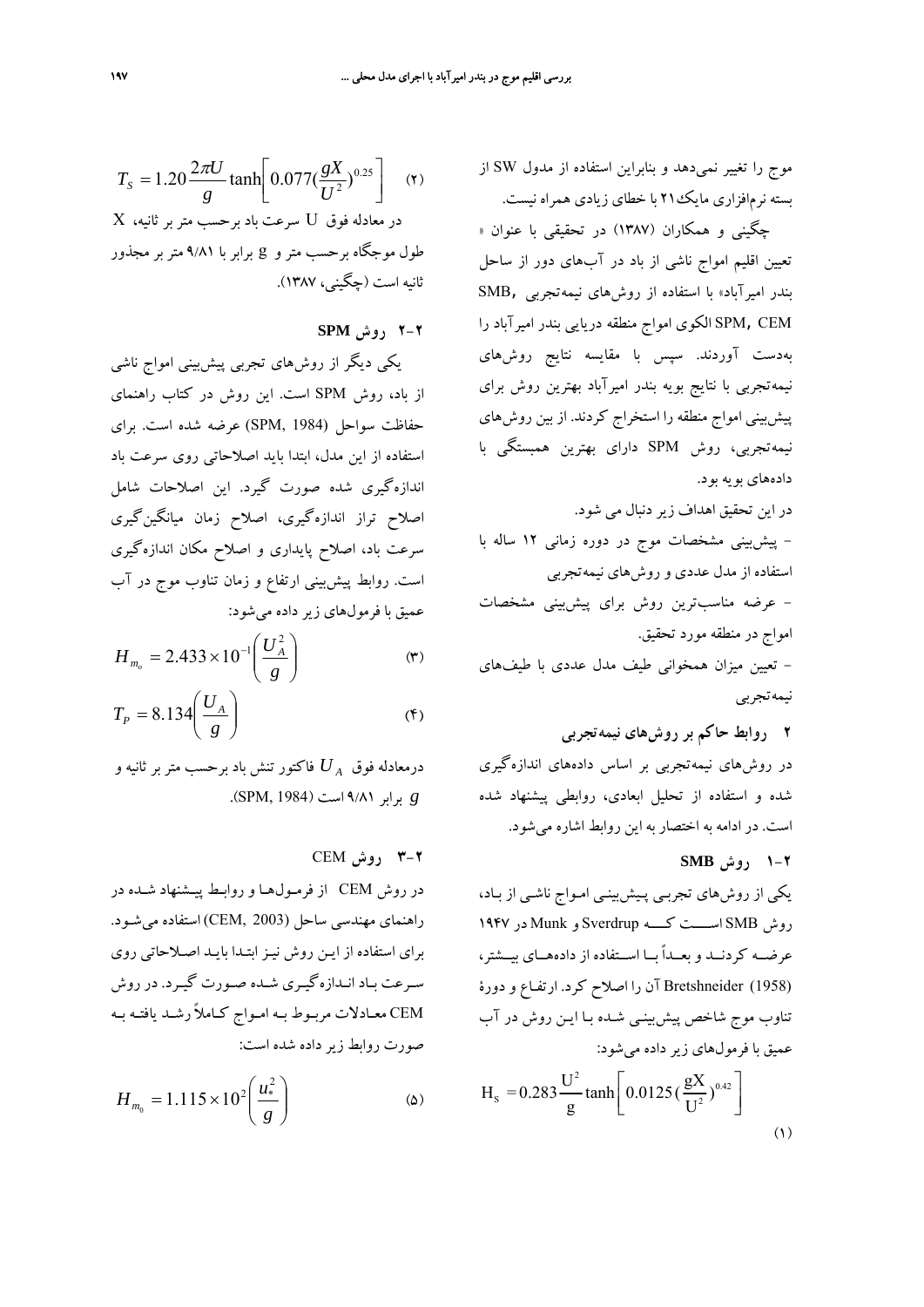موج را تغییر نمی‌دهد و بنابراین استفاده از مدول SW از بسته نرم‌افزاری مایک۲۱ با خطای زیادی همراه نیست.

چگینی و همکاران (۱۳۸۷) در تحقیقی با عنوان « تعیین اقلیم امواج ناشی از باد در آب‌های دور از ساحل بندر امیرآباد» با استفاده از روش‌های نیمه‌تجربی SMB, SPM, CEM الگوی امواج منطقه دریایی بندر امیرآباد را به‌دست آوردند. سپس با مقایسه نتایج روش‌های نیمه‌تجربی با نتایج بویه بندر امیرآباد بهترین روش برای پیش‌بینی امواج منطقه را استخراج کردند. از بین روش‌های نیمه‌تجربی، روش SPM دارای بهترین همبستگی با داده‌های بویه بود.

در این تحقیق اهداف زیر دنبال می شود.

- پیش‌بینی مشخصات موج در دوره زمانی ۱۲ ساله با استفاده از مدل عددی و روش‌های نیمه‌تجربی
- عرضه مناسب‌ترین روش برای پیش‌بینی مشخصات امواج در منطقه مورد تحقیق.
- تعیین میزان همخوانی طیف مدل عددی با طیف‌های نیمه‌تجربی

## ۲ روابط حاکم بر روش‌های نیمه‌تجربی

در روش‌های نیمه‌تجربی بر اساس داده‌های اندازه‌گیری شده و استفاده از تحلیل ابعادی، روابطی پیشنهاد شده است. در ادامه به اختصار به این روابط اشاره می‌شود.

### ۲-۱ روش SMB

یکی از روش‌های تجربی پیش‌بینی امواج ناشی از باد، روش SMB است که Sverdrup و Munk در ۱۹۴۷ عرضه کردند و بعداً با استفاده از داده‌های بیشتر، Bretshneider (1958) آن را اصلاح کرد. ارتفاع و دورهٔ تناوب موج شاخص پیش‌بینی شده با این روش در آب عمیق با فرمول‌های زیر داده می‌شود:

$$H_S = 0.283\frac{U^2}{g}\tanh\left[0.0125\left(\frac{gX}{U^2}\right)^{0.42}\right] \qquad (۱)$$

$$T_S = 1.20\frac{2\pi U}{g}\tanh\left[0.077\left(\frac{gX}{U^2}\right)^{0.25}\right] \qquad (۲)$$

در معادله فوق $U$ سرعت باد برحسب متر بر ثانیه، $X$ طول موجگاه برحسب متر و $g$ برابر با ۹/۸۱ متر بر مجذور ثانیه است (چگینی، ۱۳۸۷).

### ۲-۲ روش SPM

یکی دیگر از روش‌های تجربی پیش‌بینی امواج ناشی از باد، روش SPM است. این روش در کتاب راهنمای حفاظت سواحل (SPM, 1984) عرضه شده است. برای استفاده از این مدل، ابتدا باید اصلاحاتی روی سرعت باد اندازه‌گیری شده صورت گیرد. این اصلاحات شامل اصلاح تراز اندازه‌گیری، اصلاح زمان میانگین‌گیری سرعت باد، اصلاح پایداری و اصلاح مکان اندازه‌گیری است. روابط پیش‌بینی ارتفاع و زمان تناوب موج در آب عمیق با فرمول‌های زیر داده می‌شود:

$$H_{m_o} = 2.433\times10^{-1}\left(\frac{U_A^2}{g}\right) \qquad (۳)$$

$$T_P = 8.134\left(\frac{U_A}{g}\right) \qquad (۴)$$

درمعادله فوق $U_A$ فاکتور تنش باد برحسب متر بر ثانیه و $g$ برابر ۹/۸۱ است (SPM, 1984).

### ۲-۳ روش CEM

در روش CEM از فرمول‌ها و روابط پیشنهاد شده در راهنمای مهندسی ساحل (CEM, 2003) استفاده می‌شود. برای استفاده از این روش نیز ابتدا باید اصلاحاتی روی سرعت باد اندازه‌گیری شده صورت گیرد. در روش CEM معادلات مربوط به امواج کاملاً رشد یافته به صورت روابط زیر داده شده است:

$$H_{m_0} = 1.115\times10^{2}\left(\frac{u_*^2}{g}\right) \qquad (۵)$$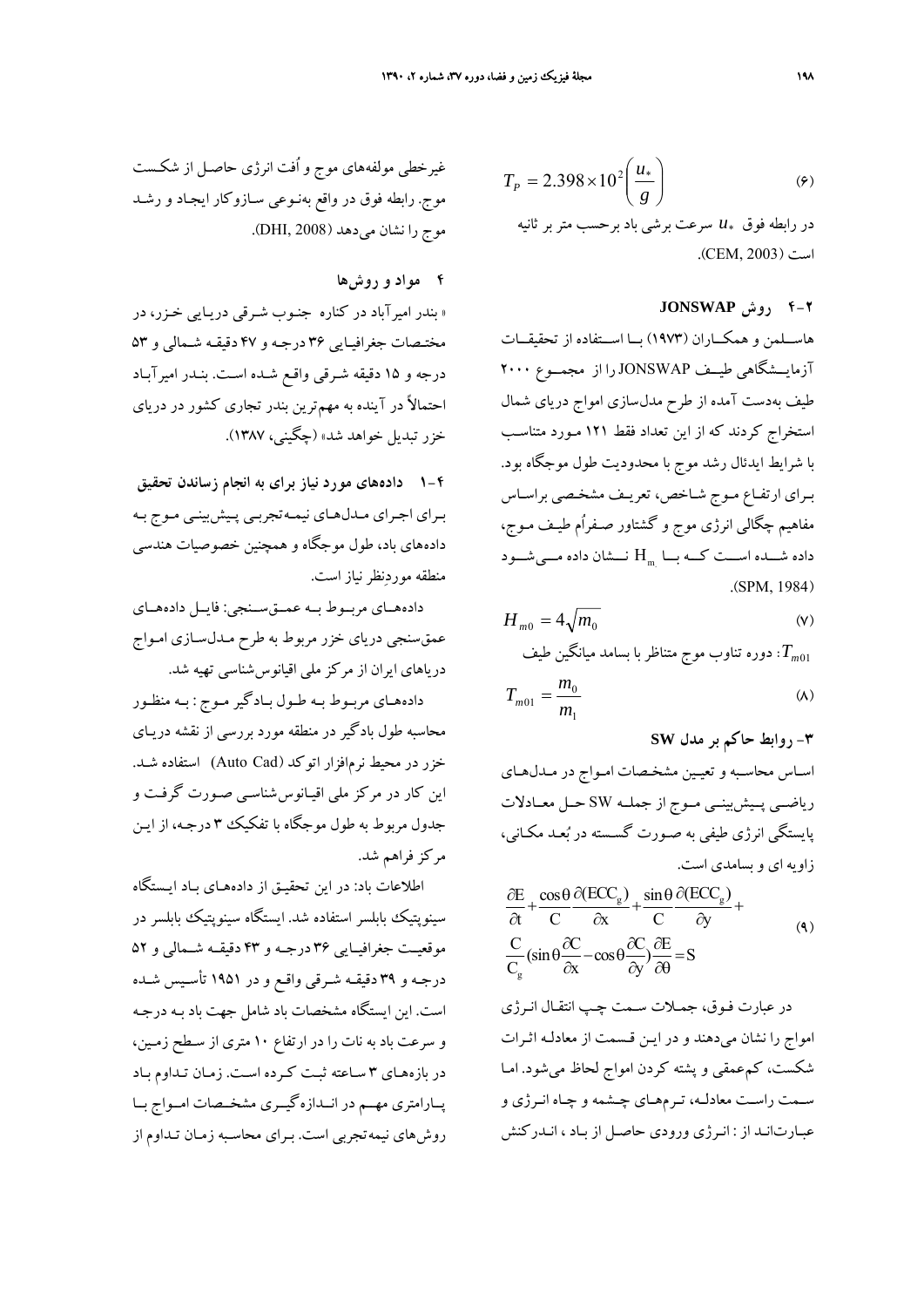$$T_P = 2.398 \times 10^2 \left(\frac{u_*}{g}\right) \quad (6)$$

در رابطه فوق $u_*$ سرعت برشی باد برحسب متر بر ثانیه است (CEM, 2003).

### ۲-۴ روش JONSWAP

هاسلمن و همکاران (۱۹۷۳) با استفاده از تحقیقات آزمایشگاهی طیف JONSWAP را از مجموع ۲۰۰۰ طیف به‌دست آمده از طرح مدل‌سازی امواج دریای شمال استخراج کردند که از این تعداد فقط ۱۲۱ مورد متناسب با شرایط ایدئال رشد موج با محدودیت طول موجگاه بود. برای ارتفاع موج شاخص، تعریف مشخصی براساس مفاهیم چگالی انرژی موج و گشتاور صفراُم طیف موج، داده شده است که با $H_{m}$ نشان داده می‌شود (SPM, 1984).

$$H_{m0} = 4\sqrt{m_0} \quad (7)$$

$T_{m01}$: دوره تناوب موج متناظر با بسامد میانگین طیف

$$T_{m01} = \frac{m_0}{m_1} \quad (8)$$

### ۳- روابط حاکم بر مدل SW

اساس محاسبه و تعیین مشخصات امواج در مدل‌های ریاضی پیش‌بینی موج از جمله SW حل معادلات پایستگی انرژی طیفی به صورت گسسته در بُعد مکانی، زاویه ای و بسامدی است.

$$\frac{\partial E}{\partial t} + \frac{\cos\theta}{C}\frac{\partial (ECC_g)}{\partial x} + \frac{\sin\theta}{C}\frac{\partial (ECC_g)}{\partial y} + \frac{C}{C_g}\left(\sin\theta\frac{\partial C}{\partial x} - \cos\theta\frac{\partial C}{\partial y}\right)\frac{\partial E}{\partial \theta} = S \quad (9)$$

در عبارت فوق، جملات سمت چپ انتقال انرژی امواج را نشان می‌دهند و در این قسمت از معادله اثرات شکست، کم‌عمقی و پشته کردن امواج لحاظ می‌شود. اما سمت راست معادله، ترم‌های چشمه و چاه انرژی و عبارت‌اند از : انرژی ورودی حاصل از باد ، اندرکنش غیرخطی مولفه‌های موج و اُفت انرژی حاصل از شکست موج. رابطه فوق در واقع به‌نوعی سازوکار ایجاد و رشد موج را نشان می‌دهد (DHI, 2008).

## ۴ مواد و روش‌ها

«بندر امیرآباد در کناره جنوب شرقی دریایی خزر، در مختصات جغرافیایی ۳۶ درجه و ۴۷ دقیقه شمالی و ۵۳ درجه و ۱۵ دقیقه شرقی واقع شده است. بندر امیرآباد احتمالاً در آینده به مهم‌ترین بندر تجاری کشور در دریای خزر تبدیل خواهد شد» (چگینی، ۱۳۸۷).

### ۱-۴ داده‌های مورد نیاز برای به انجام رساندن تحقیق

برای اجرای مدل‌های نیمه‌تجربی پیش‌بینی موج به داده‌های باد، طول موجگاه و همچنین خصوصیات هندسی منطقه موردنظر نیاز است.

داده‌های مربوط به عمق‌سنجی: فایل داده‌های عمق‌سنجی دریای خزر مربوط به طرح مدل‌سازی امواج دریاهای ایران از مرکز ملی اقیانوس‌شناسی تهیه شد.

داده‌های مربوط به طول بادگیر موج : به منظور محاسبه طول بادگیر در منطقه مورد بررسی از نقشه دریای خزر در محیط نرم‌افزار اتوکد (Auto Cad) استفاده شد. این کار در مرکز ملی اقیانوس‌شناسی صورت گرفت و جدول مربوط به طول موجگاه با تفکیک ۳ درجه، از این مرکز فراهم شد.

اطلاعات باد: در این تحقیق از داده‌های باد ایستگاه سینوپتیک بابلسر استفاده شد. ایستگاه سینوپتیک بابلسر در موقعیت جغرافیایی ۳۶ درجه و ۴۳ دقیقه شمالی و ۵۲ درجه و ۳۹ دقیقه شرقی واقع و در ۱۹۵۱ تأسیس شده است. این ایستگاه مشخصات باد شامل جهت باد به درجه و سرعت باد به نات را در ارتفاع ۱۰ متری از سطح زمین، در بازه‌های ۳ ساعته ثبت کرده است. زمان تداوم باد پارامتری مهم در اندازه‌گیری مشخصات امواج با روش‌های نیمه‌تجربی است. برای محاسبه زمان تداوم از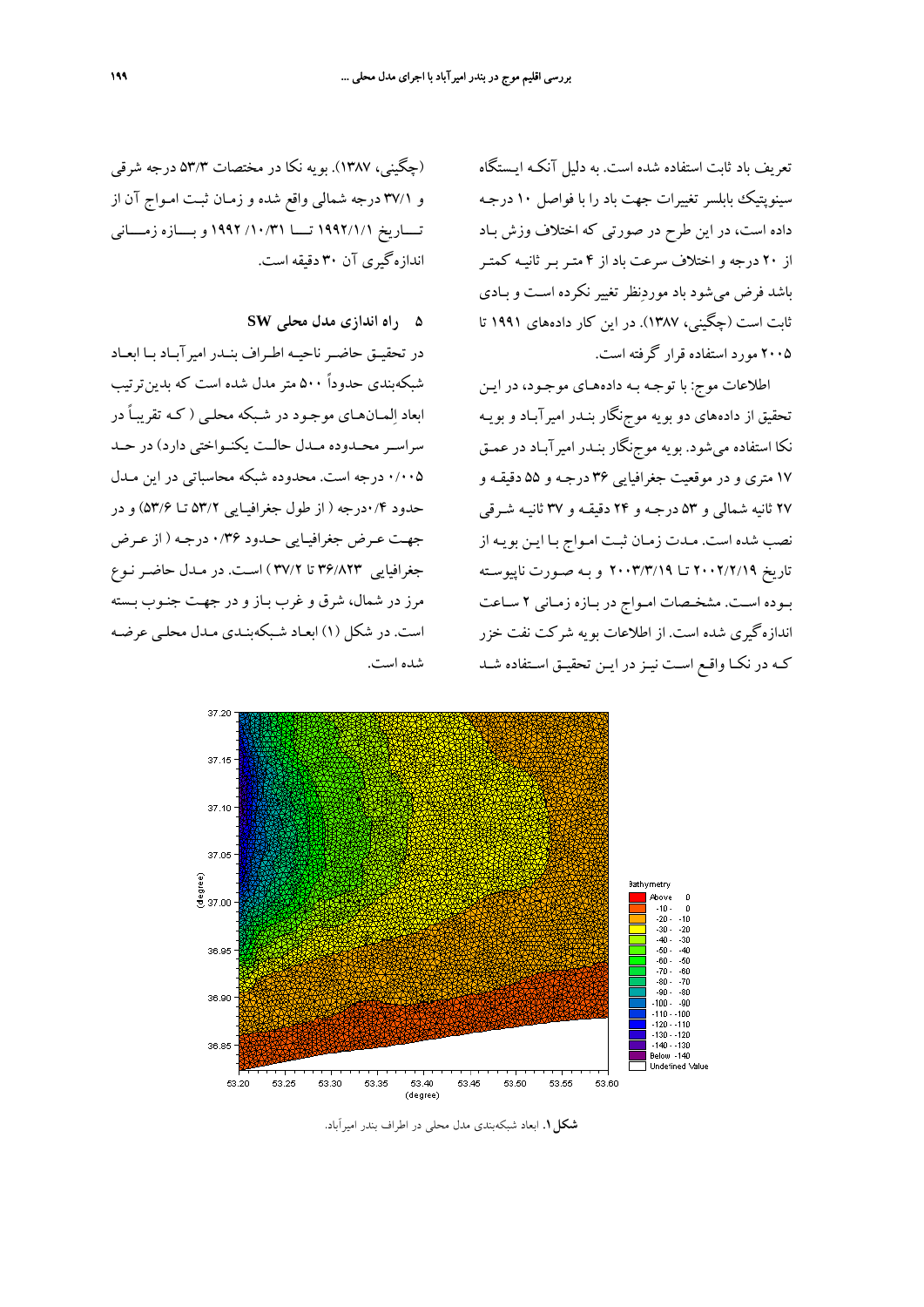تعریف باد ثابت استفاده شده است. به دلیل آنکه ایستگاه سینوپتیک بابلسر تغییرات جهت باد را با فواصل ۱۰ درجه داده است، در این طرح در صورتی که اختلاف وزش باد از ۲۰ درجه و اختلاف سرعت باد از ۴ متر بر ثانیه کمتر باشد فرض می‌شود باد موردنظر تغییر نکرده است و بادی ثابت است (چگینی، ۱۳۸۷). در این کار داده‌های ۱۹۹۱ تا ۲۰۰۵ مورد استفاده قرار گرفته است.

اطلاعات موج: با توجه به داده‌های موجود، در این تحقیق از داده‌های دو بویه موج‌نگار بندر امیرآباد و بویه نکا استفاده می‌شود. بویه موج‌نگار بندر امیرآباد در عمق ۱۷ متری و در موقعیت جغرافیایی ۳۶ درجه و ۵۵ دقیقه و ۲۷ ثانیه شمالی و ۵۳ درجه و ۲۴ دقیقه و ۳۷ ثانیه شرقی نصب شده است. مدت زمان ثبت امواج با این بویه از تاریخ ۲۰۰۲/۲/۱۹ تا ۲۰۰۳/۳/۱۹ و به صورت ناپیوسته بوده است. مشخصات امواج در بازه زمانی ۲ ساعت اندازه‌گیری شده است. از اطلاعات بویه شرکت نفت خزر که در نکا واقع است نیز در این تحقیق استفاده شد (چگینی، ۱۳۸۷). بویه نکا در مختصات ۵۳/۳ درجه شرقی و ۳۷/۱ درجه شمالی واقع شده و زمان ثبت امواج آن از تاریخ ۱۹۹۲/۱/۱ تا ۱۹۹۲/۱۰/۳۱ و بازه زمانی اندازه‌گیری آن ۳۰ دقیقه است.

## ۵ راه اندازی مدل محلی SW

در تحقیق حاضر ناحیه اطراف بندر امیرآباد با ابعاد شبکه‌بندی حدوداً ۵۰۰ متر مدل شده است که بدین‌ترتیب ابعاد اِلمان‌های موجود در شبکه محلی (که تقریباً در سراسر محدوده مدل حالت یکنواختی دارد) در حد ۰/۰۰۵ درجه است. محدوده شبکه محاسباتی در این مدل حدود ۰/۴درجه (از طول جغرافیایی ۵۳/۲ تا ۵۳/۶) و در جهت عرض جغرافیایی حدود ۰/۳۶ درجه (از عرض جغرافیایی ۳۶/۸۲۳ تا ۳۷/۲) است. در مدل حاضر نوع مرز در شمال، شرق و غرب باز و در جهت جنوب بسته است. در شکل (۱) ابعاد شبکه‌بندی مدل محلی عرضه شده است.

(degree)
37.20
37.15
37.10
37.05
37.00
36.95
36.90
36.85
53.20 53.25 53.30 53.35 53.40 53.45 53.50 53.55 53.60
(degree)

Bathymetry
Above 0
-10 - 0
-20 - -10
-30 - -20
-40 - -30
-50 - -40
-60 - -50
-70 - -60
-80 - -70
-90 - -80
-100 - -90
-110 - -100
-120 - -110
-130 - -120
-140 - -130
Below -140
Undefined Value

**شکل ۱.** ابعاد شبکه‌بندی مدل محلی در اطراف بندر امیرآباد.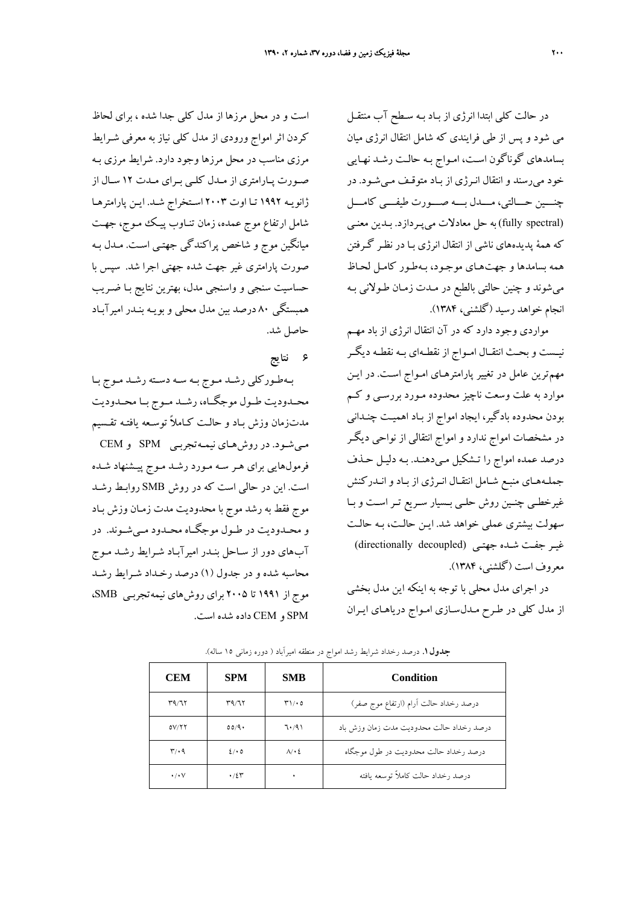در حالت کلی ابتدا انرژی از باد به سطح آب منتقل می شود و پس از طی فرایندی که شامل انتقال انرژی میان بسامدهای گوناگون است، امواج به حالت رشد نهایی خود می‌رسند و انتقال انرژی از باد متوقف می‌شود. در چنین حالتی، مدل به صورت طیفی کامل (fully spectral) به حل معادلات می‌پردازد. بدین معنی که همهٔ پدیده‌های ناشی از انتقال انرژی با در نظر گرفتن همه بسامدها و جهت‌های موجود، به‌طور کامل لحاظ می‌شوند و چنین حالتی بالطبع در مدت زمان طولانی به انجام خواهد رسید (گلشنی، ۱۳۸۴).

مواردی وجود دارد که در آن انتقال انرژی از باد مهم نیست و بحث انتقال امواج از نقطه‌ای به نقطه دیگر مهم‌ترین عامل در تغییر پارامترهای امواج است. در این موارد به علت وسعت ناچیز محدوده مورد بررسی و کم بودن محدوده بادگیر، ایجاد امواج از باد اهمیت چندانی در مشخصات امواج ندارد و امواج انتقالی از نواحی دیگر درصد عمده امواج را تشکیل می‌دهند. به دلیل حذف جمله‌های منبع شامل انتقال انرژی از باد و اندرکنش غیرخطی چنین روش حلی بسیار سریع تر است و با سهولت بیشتری عملی خواهد شد. این حالت، به حالت غیر جفت شده جهتی (directionally decoupled) معروف است (گلشنی، ۱۳۸۴).

در اجرای مدل محلی با توجه به اینکه این مدل بخشی از مدل کلی در طرح مدل‌سازی امواج دریاهای ایران است و در محل مرزها از مدل کلی جدا شده ، برای لحاظ کردن اثر امواج ورودی از مدل کلی نیاز به معرفی شرایط مرزی مناسب در محل مرزها وجود دارد. شرایط مرزی به صورت پارامتری از مدل کلی برای مدت ۱۲ سال از ژانویه ۱۹۹۲ تا اوت ۲۰۰۳ استخراج شد. این پارامترها شامل ارتفاع موج عمده، زمان تناوب پیک موج، جهت میانگین موج و شاخص پراکندگی جهتی است. مدل به صورت پارامتری غیر جفت شده جهتی اجرا شد. سپس با حساسیت سنجی و واسنجی مدل، بهترین نتایج با ضریب همبستگی ۸۰ درصد بین مدل محلی و بویه بندر امیرآباد حاصل شد.

## ۶ نتایج

به‌طورکلی رشد موج به سه دسته رشد موج با محدودیت طول موجگاه، رشد موج با محدودیت مدت‌زمان وزش باد و حالت کاملاً توسعه یافته تقسیم می‌شود. در روش‌های نیمه‌تجربی SPM و CEM فرمول‌هایی برای هر سه مورد رشد موج پیشنهاد شده است. این در حالی است که در روش SMB روابط رشد موج فقط به رشد موج با محدودیت مدت زمان وزش باد و محدودیت در طول موجگاه محدود می‌شوند. در آب‌های دور از ساحل بندر امیرآباد شرایط رشد موج محاسبه شده و در جدول (۱) درصد رخداد شرایط رشد موج از ۱۹۹۱ تا ۲۰۰۵ برای روش‌های نیمه‌تجربی SMB، SPM و CEM داده شده است.

**جدول ۱.** درصد رخداد شرایط رشد امواج در منطقه امیرآباد ( دوره زمانی ۱۵ ساله).

| Condition | SMB | SPM | CEM |
|---|---|---|---|
| درصد رخداد حالت آرام (ارتفاع موج صفر) | ۳۱/۰۵ | ۳۹/٦۲ | ۳۹/٦۲ |
| درصد رخداد حالت محدودیت مدت زمان وزش باد | ٦۰/۹۱ | ۵۵/۹۰ | ۵۷/۲۲ |
| درصد رخداد حالت محدودیت در طول موجگاه | ۸/۰٤ | ٤/۰۵ | ۳/۰۹ |
| درصد رخداد حالت کاملاً توسعه یافته | ۰ | ۰/٤۳ | ۰/۰۷ |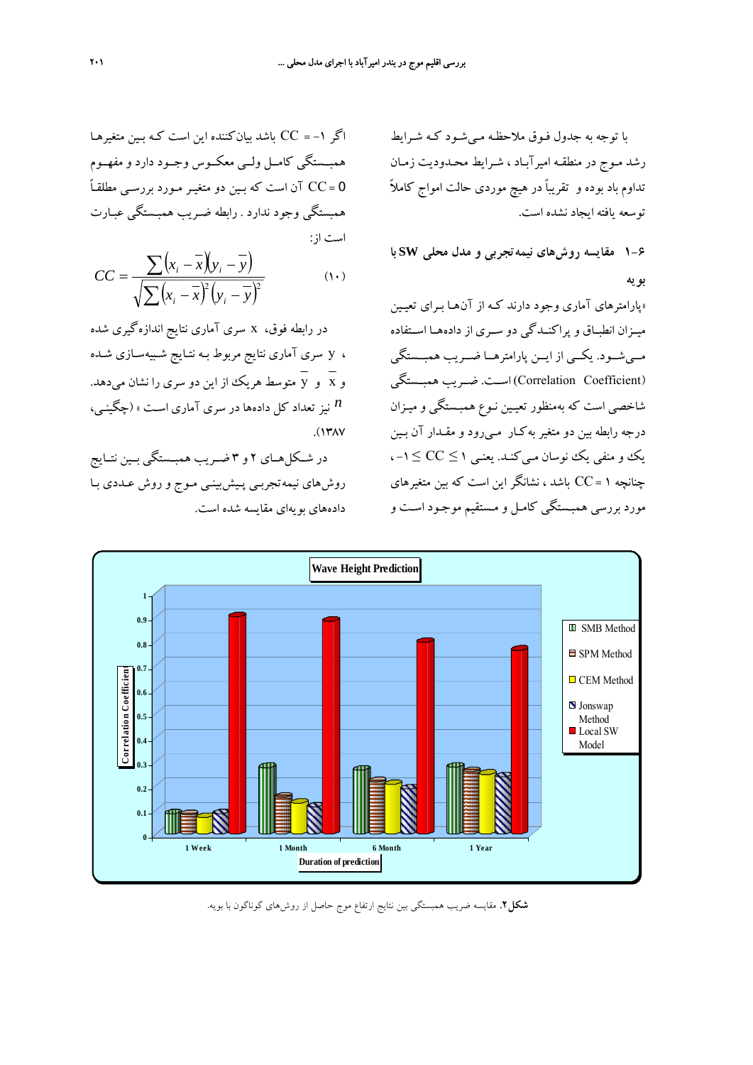با توجه به جدول فوق ملاحظه می‌شود که شرایط رشد موج در منطقه امیرآباد ، شرایط محدودیت زمان تداوم باد بوده و تقریباً در هیچ موردی حالت امواج کاملاً توسعه یافته ایجاد نشده است.

## ۶-۱ مقایسه روش‌های نیمه‌تجربی و مدل محلی SW با بویه

«پارامترهای آماری وجود دارند که از آن‌ها برای تعیین میزان انطباق و پراکندگی دو سری از داده‌ها استفاده می‌شود. یکی از این پارامترها ضریب همبستگی (Correlation Coefficient) است. ضریب همبستگی شاخصی است که به‌منظور تعیین نوع همبستگی و میزان درجه رابطه بین دو متغیر به‌کار می‌رود و مقدار آن بین یک و منفی یک نوسان می‌کند. یعنی $-1 \leq CC \leq 1$ ، چنانچه $CC = 1$ باشد ، نشانگر این است که بین متغیرهای مورد بررسی همبستگی کامل و مستقیم موجود است و اگر $CC = -1$ باشد بیان‌کننده این است که بین متغیرها همبستگی کامل ولی معکوس وجود دارد و مفهوم $CC = 0$ آن است که بین دو متغیر مورد بررسی مطلقاً همبستگی وجود ندارد . رابطه ضریب همبستگی عبارت است از:

$$CC = \frac{\sum (x_i - \bar{x})(y_i - \bar{y})}{\sqrt{\sum (x_i - \bar{x})^2 (y_i - \bar{y})^2}} \qquad (۱۰)$$

در رابطه فوق، $x$ سری آماری نتایج اندازه‌گیری شده ، $y$ سری آماری نتایج مربوط به نتایج شبیه‌سازی شده و $\bar{x}$ و $\bar{y}$ متوسط هریک از این دو سری را نشان می‌دهد. $n$ نیز تعداد کل داده‌ها در سری آماری است » (چگینی، ۱۳۸۷).

در شکل‌های ۲ و ۳ ضریب همبستگی بین نتایج روش‌های نیمه‌تجربی پیش‌بینی موج و روش عددی با داده‌های بویه‌ای مقایسه شده است.

Wave Height Prediction

Correlation Coefficient

1, 0.9, 0.8, 0.7, 0.6, 0.5, 0.4, 0.3, 0.2, 0.1, 0

1 Week, 1 Month, 6 Month, 1 Year

Duration of prediction

SMB Method, SPM Method, CEM Method, Jonswap Method, Local SW Model

**شکل۲.** مقایسه ضریب همبستگی بین نتایج ارتفاع موج حاصل از روش‌های گوناگون با بویه.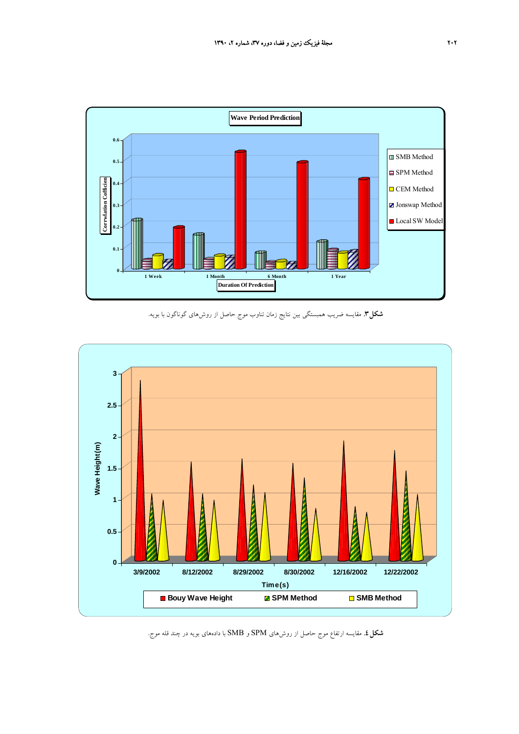Wave Period Prediction

0.6
0.5
0.4
0.3
0.2
0.1
0

Corrwlation Cofficien

1 Week
1 Month
6 Month
1 Year

Duration Of Prediction

SMB Method
SPM Method
CEM Method
Jonswap Method
Local SW Model

**شکل ۳.** مقایسه ضریب همبستگی بین نتایج زمان تناوب موج حاصل از روش‌های گوناگون با بویه.

3
2.5
2
1.5
1
0.5
0

Wave Height(m)

3/9/2002
8/12/2002
8/29/2002
8/30/2002
12/16/2002
12/22/2002

Time(s)

Bouy Wave Height
SPM Method
SMB Method

**شکل ٤.** مقایسه ارتفاع موج حاصل از روش‌های SPM و SMB با داده‌های بویه در چند قله موج.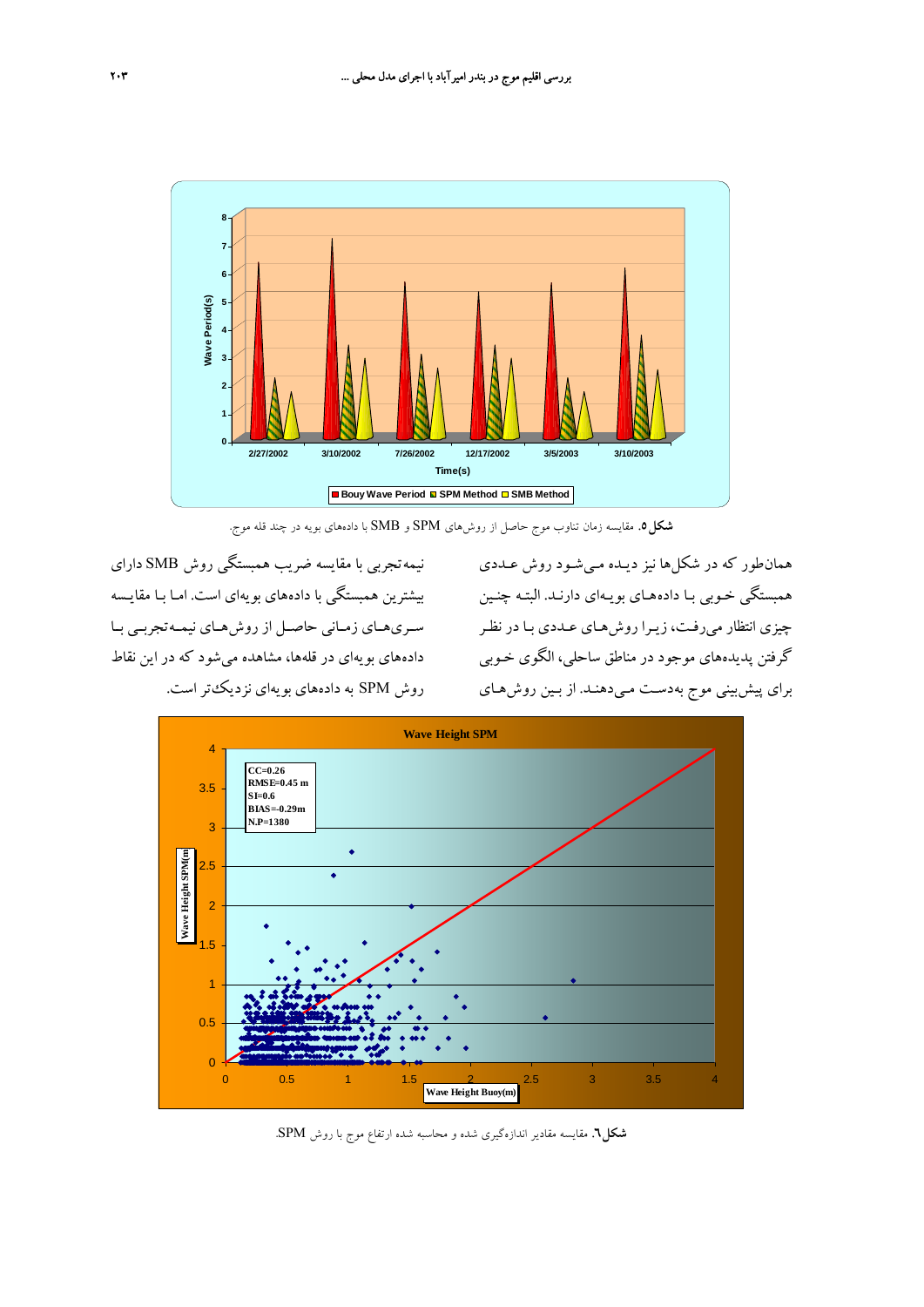8
7
6
5
4
3
2
1
0

Wave Period(s)

2/27/2002
3/10/2002
7/26/2002
12/17/2002
3/5/2003
3/10/2003

Time(s)

Bouy Wave Period
SPM Method
SMB Method

**شکل ۵.** مقایسه زمان تناوب موج حاصل از روش‌های SPM و SMB با داده‌های بویه در چند قله موج.

همان‌طور که در شکل‌ها نیز دیده می‌شود روش عددی همبستگی خوبی با داده‌های بویه‌ای دارند. البته چنین چیزی انتظار می‌رفت، زیرا روش‌های عددی با در نظر گرفتن پدیده‌های موجود در مناطق ساحلی، الگوی خوبی برای پیش‌بینی موج به‌دست می‌دهند. از بین روش‌های نیمه‌تجربی با مقایسه ضریب همبستگی روش SMB دارای بیشترین همبستگی با داده‌های بویه‌ای است. اما با مقایسه سری‌های زمانی حاصل از روش‌های نیمه‌تجربی با داده‌های بویه‌ای در قله‌ها، مشاهده می‌شود که در این نقاط روش SPM به داده‌های بویه‌ای نزدیک‌تر است.

Wave Height SPM

CC=0.26
RMSE=0.45 m
SI=0.6
BIAS=-0.29m
N.P=1380

Wave Height SPM(m)

4
3.5
3
2.5
2
1.5
1
0.5
0

0
0.5
1
1.5
2
2.5
3
3.5
4

Wave Height Buoy(m)

**شکل ٦.** مقایسه مقادیر اندازه‌گیری شده و محاسبه شده ارتفاع موج با روش SPM.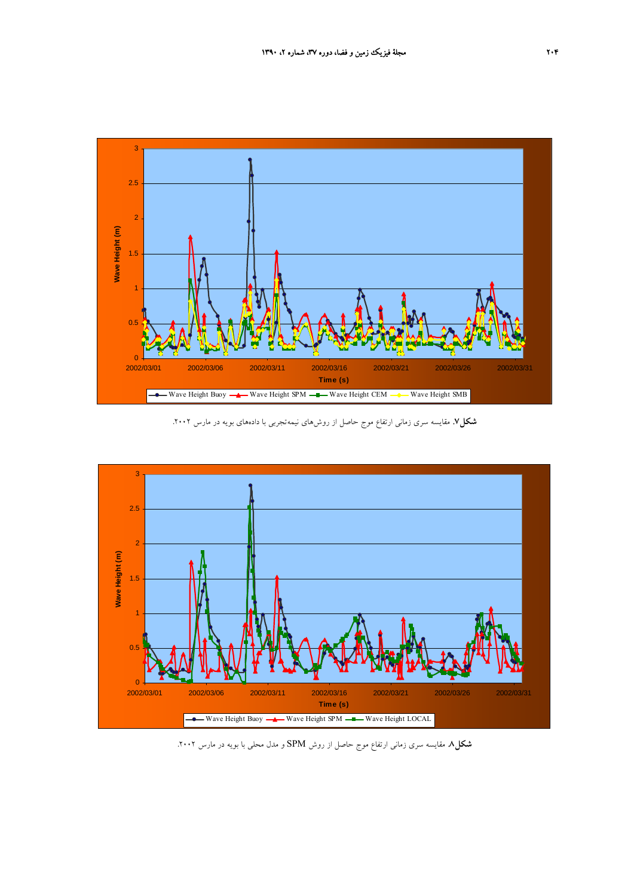3
2.5
2
1.5
1
0.5
0

Wave Height (m)

2002/03/01 2002/03/06 2002/03/11 2002/03/16 2002/03/21 2002/03/26 2002/03/31

Time (s)

Wave Height Buoy, Wave Height SPM, Wave Height CEM, Wave Height SMB

**شکل۷.** مقایسه سری زمانی ارتفاع موج حاصل از روش‌های نیمه‌تجربی با داده‌های بویه در مارس ۲۰۰۲.

3
2.5
2
1.5
1
0.5
0

Wave Height (m)

2002/03/01 2002/03/06 2002/03/11 2002/03/16 2002/03/21 2002/03/26 2002/03/31

Time (s)

Wave Height Buoy, Wave Height SPM, Wave Height LOCAL

**شکل۸.** مقایسه سری زمانی ارتفاع موج حاصل از روش SPM و مدل محلی با بویه در مارس ۲۰۰۲.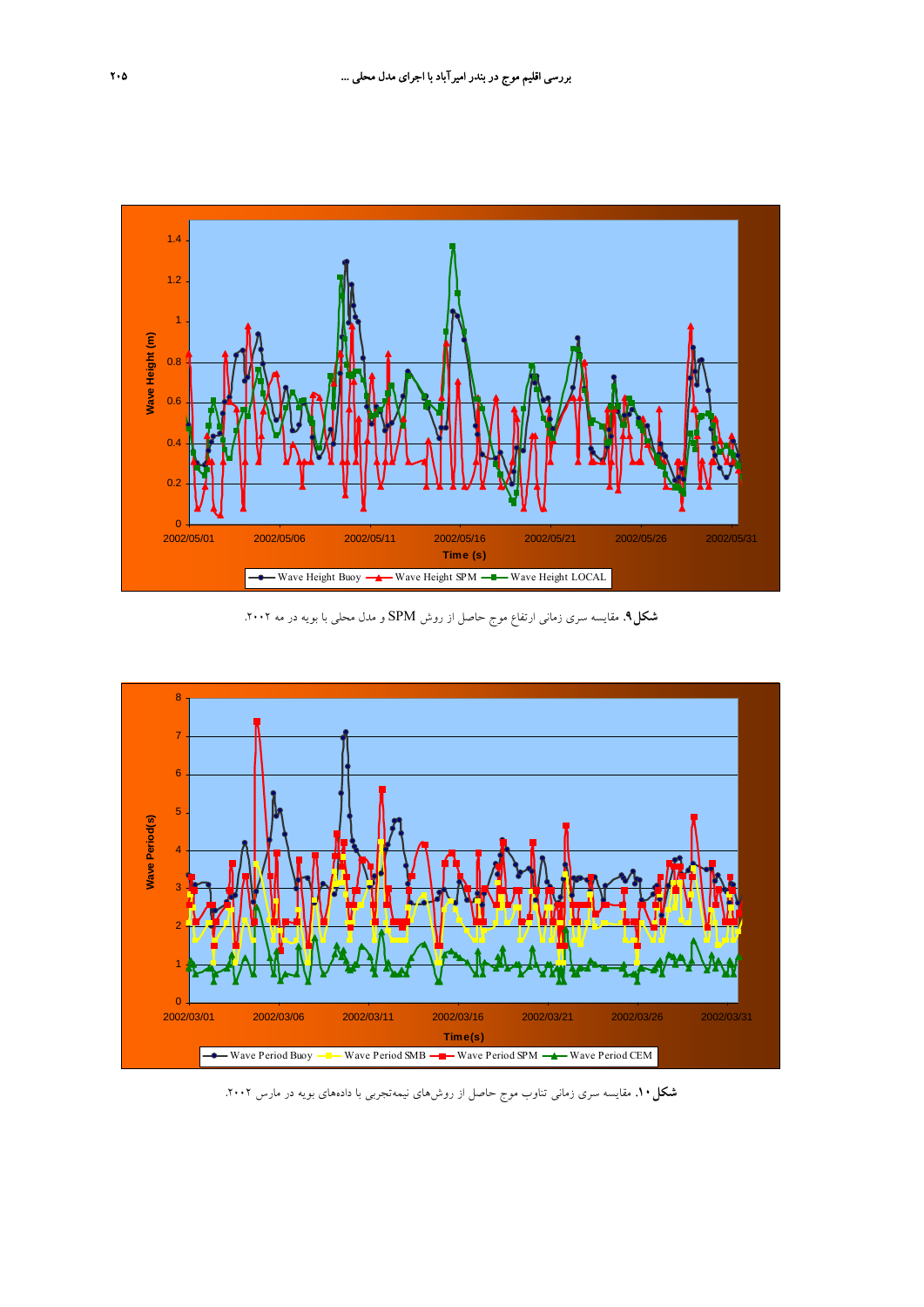1.4
1.2
1
0.8
0.6
0.4
0.2
0
Wave Height (m)
2002/05/01 2002/05/06 2002/05/11 2002/05/16 2002/05/21 2002/05/26 2002/05/31
Time (s)
Wave Height Buoy — Wave Height SPM — Wave Height LOCAL

**شکل۹.** مقایسه سری زمانی ارتفاع موج حاصل از روش SPM و مدل محلی با بویه در مه ۲۰۰۲.

8
7
6
5
4
3
2
1
0
Wave Period(s)
2002/03/01 2002/03/06 2002/03/11 2002/03/16 2002/03/21 2002/03/26 2002/03/31
Time(s)
Wave Period Buoy — Wave Period SMB — Wave Period SPM — Wave Period CEM

**شکل ۱۰.** مقایسه سری زمانی تناوب موج حاصل از روش‌های نیمه‌تجربی با داده‌های بویه در مارس ۲۰۰۲.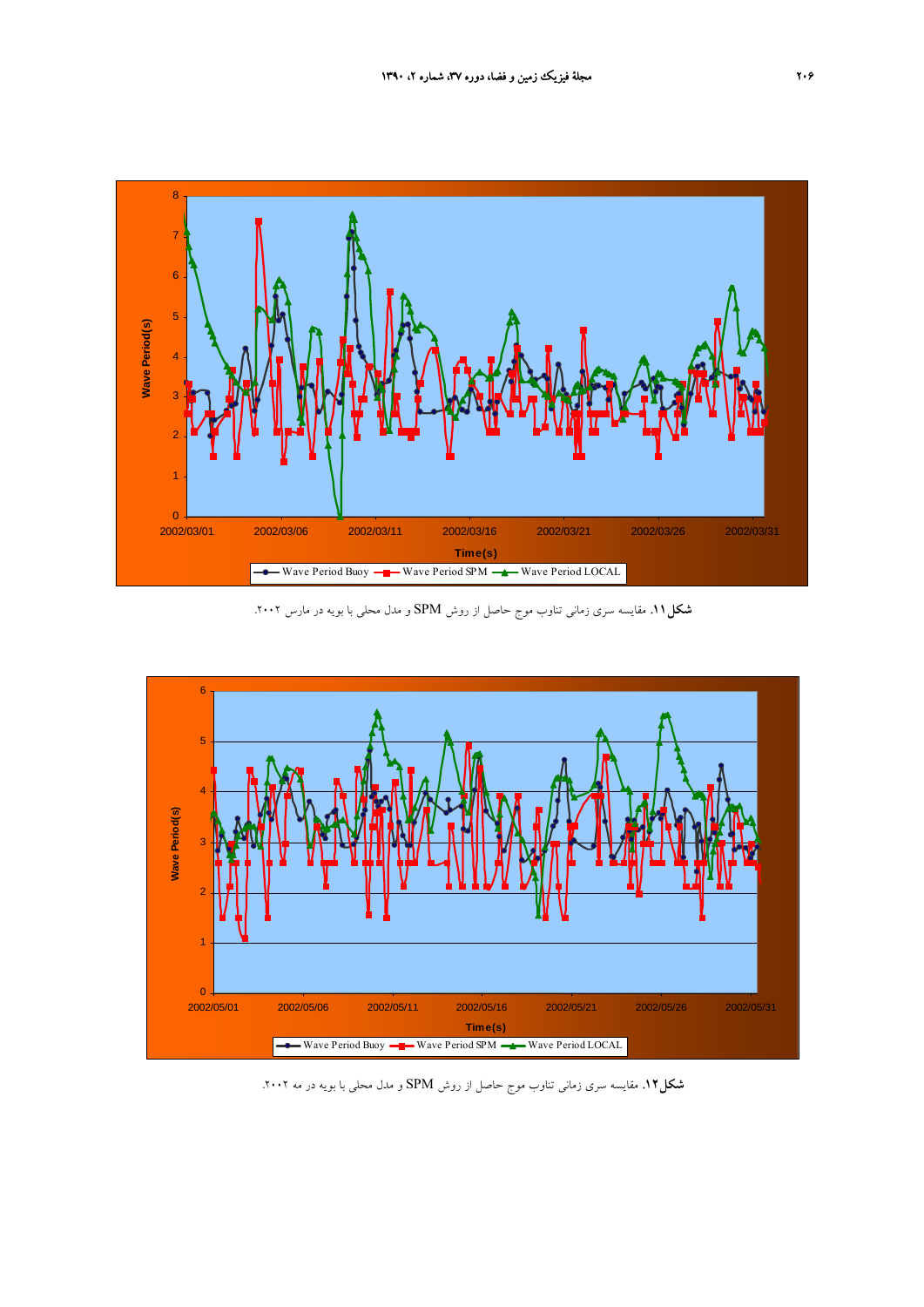8
7
6
5
4
3
2
1
0
Wave Period(s)
2002/03/01
2002/03/06
2002/03/11
2002/03/16
2002/03/21
2002/03/26
2002/03/31
Time(s)
Wave Period Buoy
Wave Period SPM
Wave Period LOCAL

**شکل ۱۱.** مقایسه سری زمانی تناوب موج حاصل از روش SPM و مدل محلی با بویه در مارس ۲۰۰۲.

6
5
4
3
2
1
0
Wave Period(s)
2002/05/01
2002/05/06
2002/05/11
2002/05/16
2002/05/21
2002/05/26
2002/05/31
Time(s)
Wave Period Buoy
Wave Period SPM
Wave Period LOCAL

**شکل ۱۲.** مقایسه سری زمانی تناوب موج حاصل از روش SPM و مدل محلی با بویه در مه ۲۰۰۲.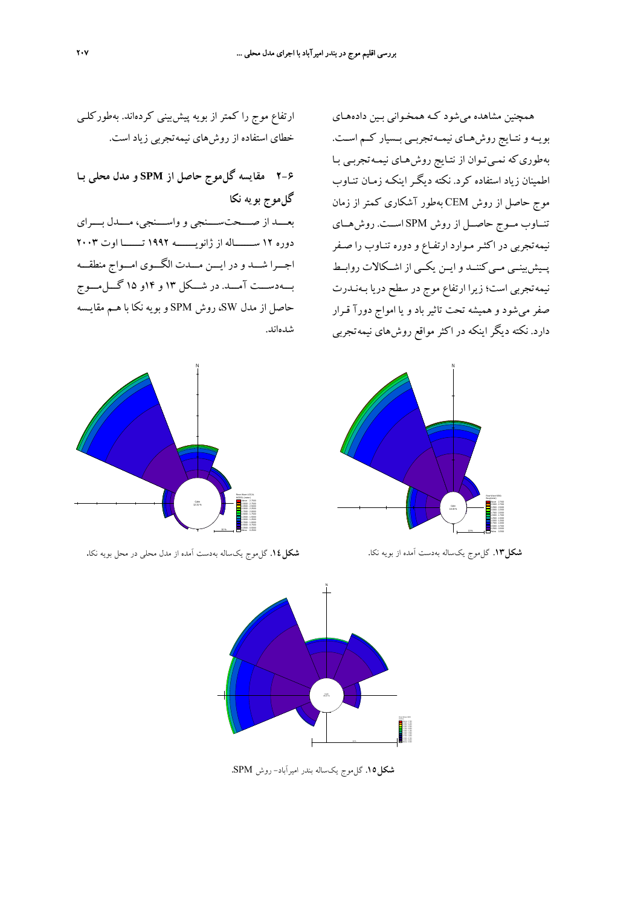همچنین مشاهده می‌شود که همخوانی بین داده‌های بویه و نتایج روش‌های نیمه‌تجربی بسیار کم است. به‌طوری‌که نمی‌توان از نتایج روش‌های نیمه‌تجربی با اطمینان زیاد استفاده کرد. نکته دیگر اینکه زمان تناوب موج حاصل از روش CEM به‌طور آشکاری کمتر از زمان تناوب موج حاصل از روش SPM است. روش‌های نیمه‌تجربی در اکثر موارد ارتفاع و دوره تناوب را صفر پیش‌بینی می‌کنند و این یکی از اشکالات روابط نیمه‌تجربی است؛ زیرا ارتفاع موج در سطح دریا به‌ندرت صفر می‌شود و همیشه تحت تاثیر باد و یا امواج دورآ قرار دارد. نکته دیگر اینکه در اکثر مواقع روش‌های نیمه‌تجربی ارتفاع موج را کمتر از بویه پیش‌بینی کرده‌اند. به‌طورکلی خطای استفاده از روش‌های نیمه‌تجربی زیاد است.

### ۶-۲ مقایسه گل‌موج حاصل از SPM و مدل محلی با گل‌موج بویه نکا

بعد از صحت‌سنجی و واسنجی، مدل برای دوره ۱۲ ساله از ژانویه ۱۹۹۲ تا اوت ۲۰۰۳ اجرا شد و در این مدت الگوی امواج منطقه به‌دست آمد. در شکل ۱۳ و ۱۴و ۱۵ گل‌موج حاصل از مدل SW، روش SPM و بویه نکا با هم مقایسه شده‌اند.

N

Calm
14.18 %

Rose Wave (ADL)
Buoy(meter)

**شکل ۱۳.** گل‌موج یک‌ساله به‌دست آمده از بویه نکا.

N

Calm
12.31 %

Rose Wave LOCAL
MODEL (meter)

**شکل ۱٤.** گل‌موج یک‌ساله به‌دست آمده از مدل محلی در محل بویه نکا.

N

**شکل ۱۵.** گل‌موج یک‌ساله بندر امیرآباد- روش SPM.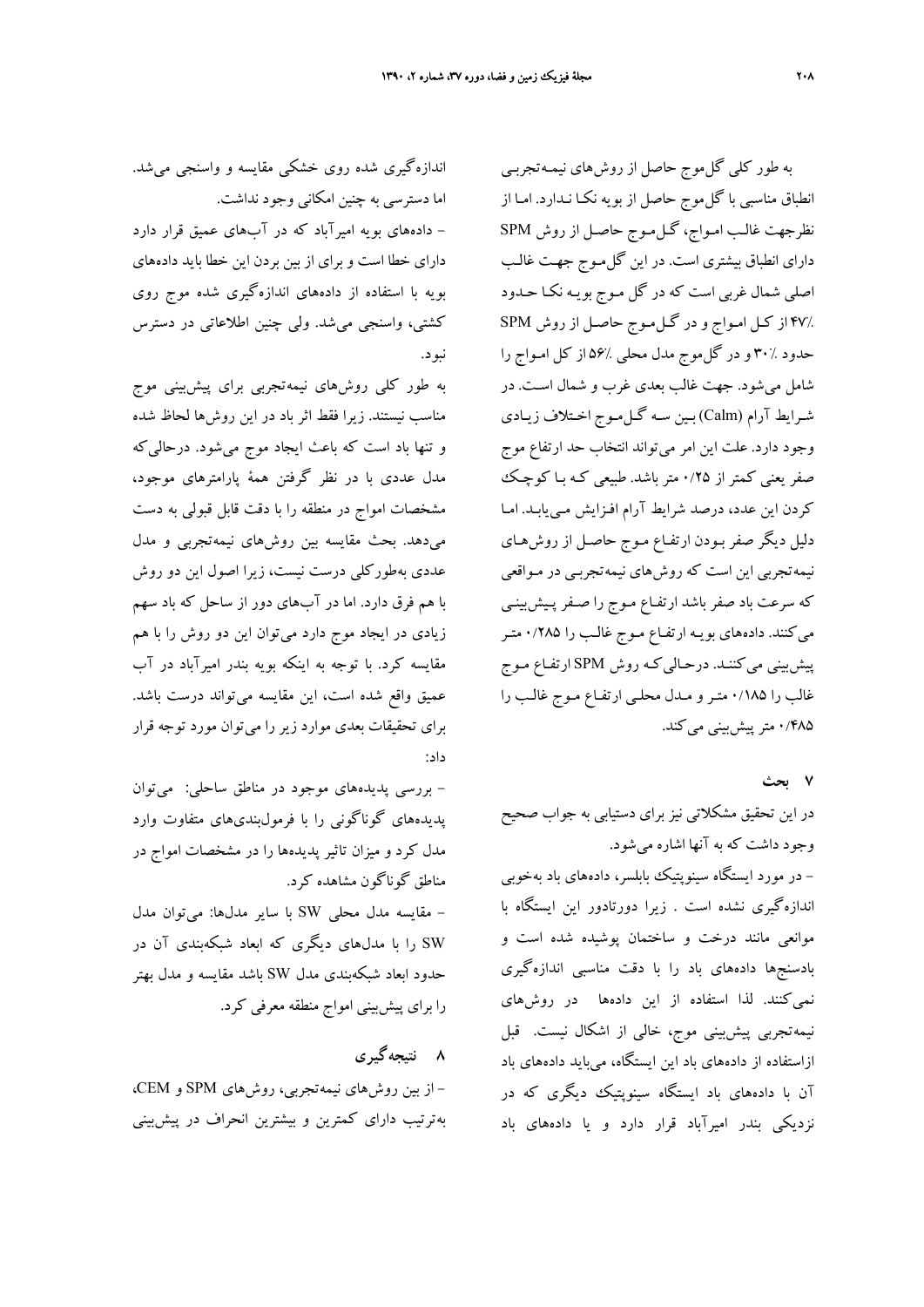به طور کلی گل‌موج حاصل از روش‌های نیمه‌تجربی انطباق مناسبی با گل‌موج حاصل از بویه نکا ندارد. اما از نظرجهت غالب امواج، گل‌موج حاصل از روش SPM دارای انطباق بیشتری است. در این گل‌موج جهت غالب اصلی شمال غربی است که در گل موج بویه نکا حدود ۴۷٪ از کل امواج و در گل‌موج حاصل از روش SPM حدود ۳۰٪ و در گل‌موج مدل محلی ۵۶٪ از کل امواج را شامل می‌شود. جهت غالب بعدی غرب و شمال است. در شرایط آرام (Calm) بین سه گل‌موج اختلاف زیادی وجود دارد. علت این امر می‌تواند انتخاب حد ارتفاع موج صفر یعنی کمتر از ۰/۲۵ متر باشد. طبیعی که با کوچک کردن این عدد، درصد شرایط آرام افزایش می‌یابد. اما دلیل دیگر صفر بودن ارتفاع موج حاصل از روش‌های نیمه‌تجربی این است که روش‌های نیمه‌تجربی در مواقعی که سرعت باد صفر باشد ارتفاع موج را صفر پیش‌بینی می‌کنند. داده‌های بویه ارتفاع موج غالب را ۰/۲۸۵ متر پیش‌بینی می‌کنند. درحالی‌که روش SPM ارتفاع موج غالب را ۰/۱۸۵ متر و مدل محلی ارتفاع موج غالب را ۰/۴۸۵ متر پیش‌بینی می‌کند.

## ۷ بحث

در این تحقیق مشکلاتی نیز برای دستیابی به جواب صحیح وجود داشت که به آنها اشاره می‌شود.

- در مورد ایستگاه سینوپتیک بابلسر، داده‌های باد به‌خوبی اندازه‌گیری نشده است . زیرا دورتادور این ایستگاه با موانعی مانند درخت و ساختمان پوشیده شده است و بادسنج‌ها داده‌های باد را با دقت مناسبی اندازه‌گیری نمی‌کنند. لذا استفاده از این داده‌ها در روش‌های نیمه‌تجربی پیش‌بینی موج، خالی از اشکال نیست. قبل ازاستفاده از داده‌های باد این ایستگاه، می‌باید داده‌های باد آن با داده‌های باد ایستگاه سینوپتیک دیگری که در نزدیکی بندر امیرآباد قرار دارد و یا داده‌های باد اندازه‌گیری شده روی خشکی مقایسه و واسنجی می‌شد. اما دسترسی به چنین امکانی وجود نداشت.

- داده‌های بویه امیرآباد که در آب‌های عمیق قرار دارد دارای خطا است و برای از بین بردن این خطا باید داده‌های بویه با استفاده از داده‌های اندازه‌گیری شده موج روی کشتی، واسنجی می‌شد. ولی چنین اطلاعاتی در دسترس نبود.

به طور کلی روش‌های نیمه‌تجربی برای پیش‌بینی موج مناسب نیستند. زیرا فقط اثر باد در این روش‌ها لحاظ شده و تنها باد است که باعث ایجاد موج می‌شود. درحالی‌که مدل عددی با در نظر گرفتن همهٔ پارامترهای موجود، مشخصات امواج در منطقه را با دقت قابل قبولی به دست می‌دهد. بحث مقایسه بین روش‌های نیمه‌تجربی و مدل عددی به‌طورکلی درست نیست، زیرا اصول این دو روش با هم فرق دارد. اما در آب‌های دور از ساحل که باد سهم زیادی در ایجاد موج دارد می‌توان این دو روش را با هم مقایسه کرد. با توجه به اینکه بویه بندر امیرآباد در آب عمیق واقع شده است، این مقایسه می‌تواند درست باشد. برای تحقیقات بعدی موارد زیر را می‌توان مورد توجه قرار داد:

- بررسی پدیده‌های موجود در مناطق ساحلی: می‌توان پدیده‌های گوناگونی را با فرمول‌بندی‌های متفاوت وارد مدل کرد و میزان تاثیر پدیده‌ها را در مشخصات امواج در مناطق گوناگون مشاهده کرد.

- مقایسه مدل محلی SW با سایر مدل‌ها: می‌توان مدل SW را با مدل‌های دیگری که ابعاد شبکه‌بندی آن در حدود ابعاد شبکه‌بندی مدل SW باشد مقایسه و مدل بهتر را برای پیش‌بینی امواج منطقه معرفی کرد.

## ۸ نتیجه‌گیری

- از بین روش‌های نیمه‌تجربی، روش‌های SPM و CEM، به‌ترتیب دارای کمترین و بیشترین انحراف در پیش‌بینی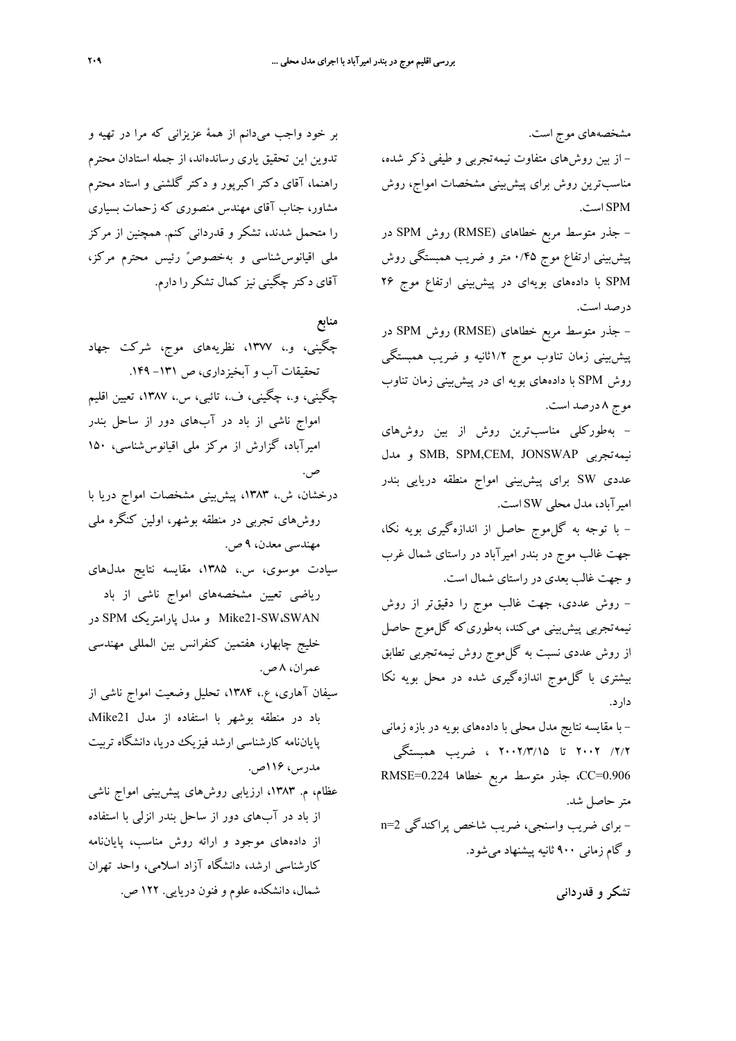مشخصه‌های موج است.

- از بین روش‌های متفاوت نیمه‌تجربی و طیفی ذکر شده، مناسب‌ترین روش برای پیش‌بینی مشخصات امواج، روش SPM است.

- جذر متوسط مربع خطاهای (RMSE) روش SPM در پیش‌بینی ارتفاع موج ۰/۴۵ متر و ضریب همبستگی روش SPM با داده‌های بویه‌ای در پیش‌بینی ارتفاع موج ۲۶ درصد است.

- جذر متوسط مربع خطاهای (RMSE) روش SPM در پیش‌بینی زمان تناوب موج ۱/۲ثانیه و ضریب همبستگی روش SPM با داده‌های بویه ای در پیش‌بینی زمان تناوب موج ۸ درصد است.

- به‌طورکلی مناسب‌ترین روش از بین روش‌های نیمه‌تجربی SMB, SPM,CEM, JONSWAP و مدل عددی SW برای پیش‌بینی امواج منطقه دریایی بندر امیرآباد، مدل محلی SW است.

- با توجه به گل‌موج حاصل از اندازه‌گیری بویه نکا، جهت غالب موج در بندر امیرآباد در راستای شمال غرب و جهت غالب بعدی در راستای شمال است.

- روش عددی، جهت غالب موج را دقیق‌تر از روش نیمه‌تجربی پیش‌بینی می‌کند، به‌طوری‌که گل‌موج حاصل از روش عددی نسبت به گل‌موج روش نیمه‌تجربی تطابق بیشتری با گل‌موج اندازه‌گیری شده در محل بویه نکا دارد.

- با مقایسه نتایج مدل محلی با داده‌های بویه در بازه زمانی ۲۰۰۲/۲/۲ تا ۲۰۰۲/۳/۱۵ ، ضریب همبستگی CC=0.906، جذر متوسط مربع خطاها RMSE=0.224 متر حاصل شد.

- برای ضریب واسنجی، ضریب شاخص پراکندگی n=2 و گام زمانی ۹۰۰ ثانیه پیشنهاد می‌شود.

## تشکر و قدردانی

بر خود واجب می‌دانم از همهٔ عزیزانی که مرا در تهیه و تدوین این تحقیق یاری رسانده‌اند، از جمله استادان محترم راهنما، آقای دکتر اکبرپور و دکتر گلشنی و استاد محترم مشاور، جناب آقای مهندس منصوری که زحمات بسیاری را متحمل شدند، تشکر و قدردانی کنم. همچنین از مرکز ملی اقیانوس‌شناسی و به‌خصوصً رئیس محترم مرکز، آقای دکتر چگینی نیز کمال تشکر را دارم.

## منابع

چگینی، و.، ۱۳۷۷، نظریه‌های موج، شرکت جهاد تحقیقات آب و آبخیزداری، ص ۱۳۱- ۱۴۹.

چگینی، و.، چگینی، ف.، تائبی، س.، ۱۳۸۷، تعیین اقلیم امواج ناشی از باد در آب‌های دور از ساحل بندر امیرآباد، گزارش از مرکز ملی اقیانوس‌شناسی، ۱۵۰ ص.

درخشان، ش.، ۱۳۸۳، پیش‌بینی مشخصات امواج دریا با روش‌های تجربی در منطقه بوشهر، اولین کنگره ملی مهندسی معدن، ۹ ص.

سیادت موسوی، س.، ۱۳۸۵، مقایسه نتایج مدل‌های ریاضی تعیین مشخصه‌های امواج ناشی از باد Mike21-SW،SWAN و مدل پارامتریک SPM در خلیج چابهار، هفتمین کنفرانس بین المللی مهندسی عمران، ۸ ص.

سیفان آهاری، ع.، ۱۳۸۴، تحلیل وضعیت امواج ناشی از باد در منطقه بوشهر با استفاده از مدل Mike21، پایان‌نامه کارشناسی ارشد فیزیک دریا، دانشگاه تربیت مدرس، ۱۱۶ص.

عظام، م. ۱۳۸۳، ارزیابی روش‌های پیش‌بینی امواج ناشی از باد در آب‌های دور از ساحل بندر انزلی با استفاده از داده‌های موجود و ارائه روش مناسب، پایان‌نامه کارشناسی ارشد، دانشگاه آزاد اسلامی، واحد تهران شمال، دانشکده علوم و فنون دریایی. ۱۲۲ ص.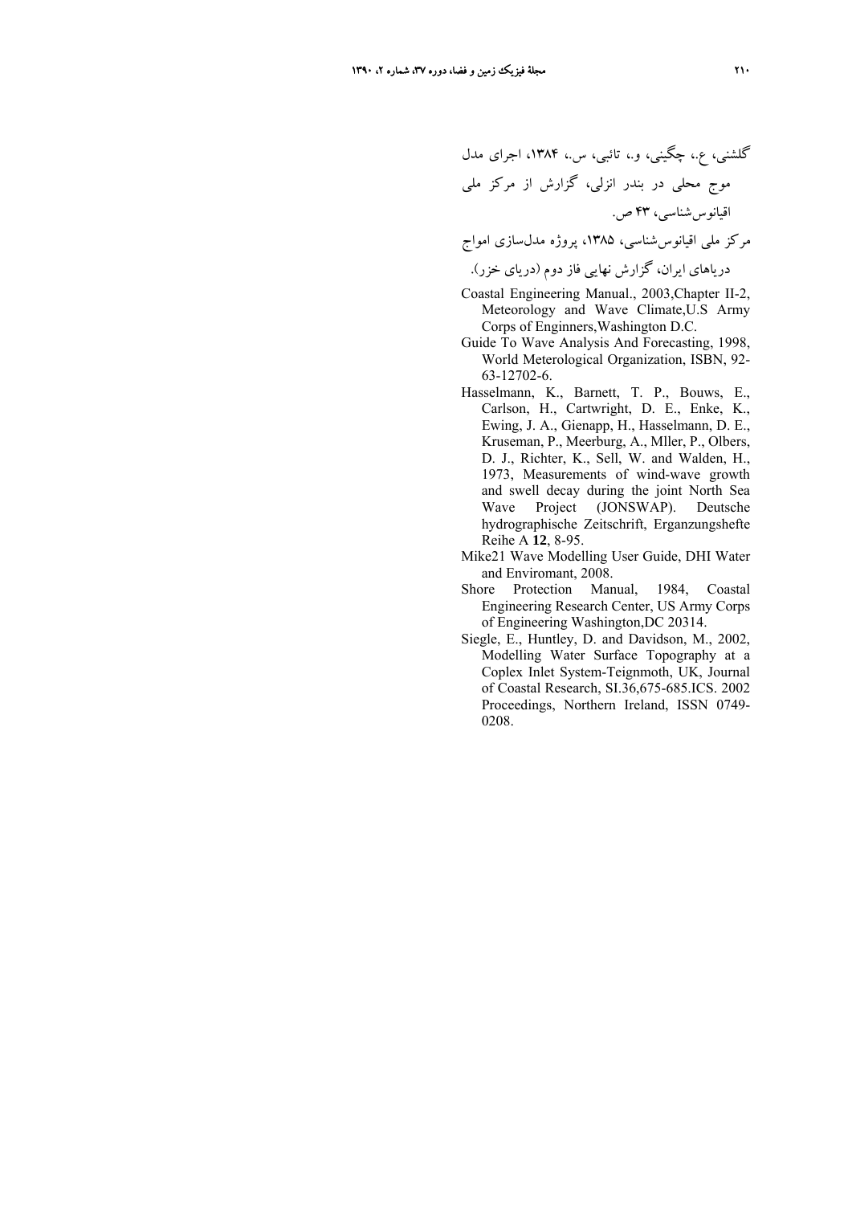گلشنی، ع.، چگینی، و.، تائبی، س.، ۱۳۸۴، اجرای مدل موج محلی در بندر انزلی، گزارش از مرکز ملی اقیانوس‌شناسی، ۴۳ ص.

مرکز ملی اقیانوس‌شناسی، ۱۳۸۵، پروژه مدل‌سازی امواج دریاهای ایران، گزارش نهایی فاز دوم (دریای خزر).

Coastal Engineering Manual., 2003,Chapter II-2, Meteorology and Wave Climate,U.S Army Corps of Enginners,Washington D.C.

Guide To Wave Analysis And Forecasting, 1998, World Meterological Organization, ISBN, 92-63-12702-6.

Hasselmann, K., Barnett, T. P., Bouws, E., Carlson, H., Cartwright, D. E., Enke, K., Ewing, J. A., Gienapp, H., Hasselmann, D. E., Kruseman, P., Meerburg, A., Mller, P., Olbers, D. J., Richter, K., Sell, W. and Walden, H., 1973, Measurements of wind-wave growth and swell decay during the joint North Sea Wave Project (JONSWAP). Deutsche hydrographische Zeitschrift, Erganzungshefte Reihe A **12**, 8-95.

Mike21 Wave Modelling User Guide, DHI Water and Enviromant, 2008.

Shore Protection Manual, 1984, Coastal Engineering Research Center, US Army Corps of Engineering Washington,DC 20314.

Siegle, E., Huntley, D. and Davidson, M., 2002, Modelling Water Surface Topography at a Coplex Inlet System-Teignmoth, UK, Journal of Coastal Research, SI.36,675-685.ICS. 2002 Proceedings, Northern Ireland, ISSN 0749-0208.